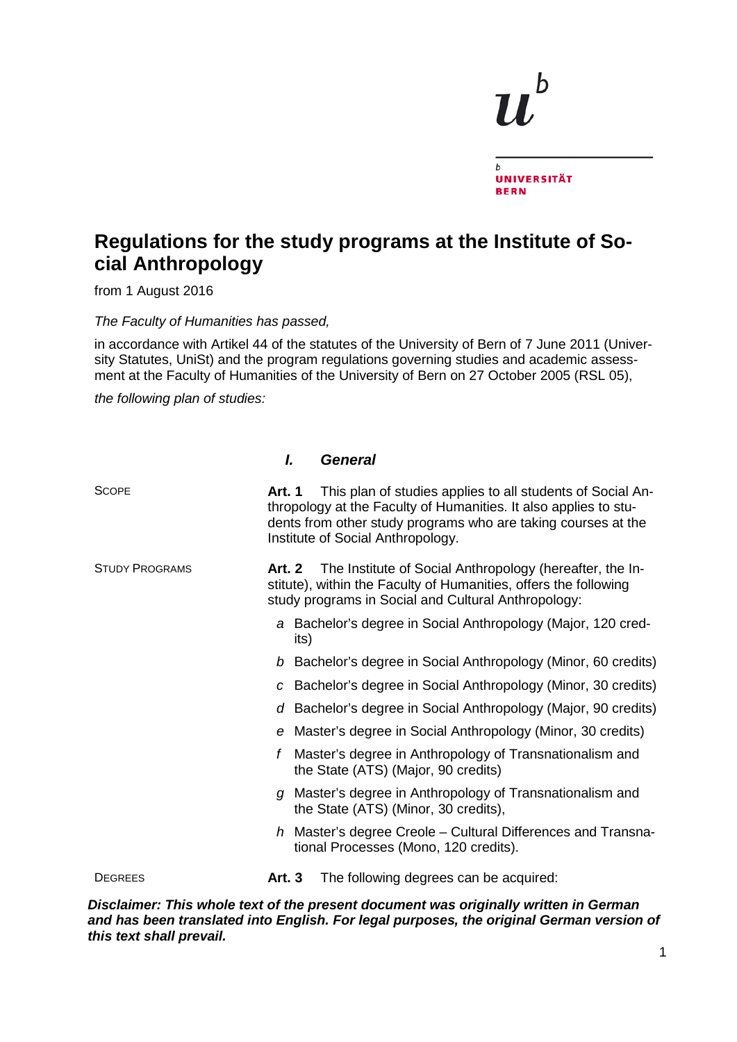UNIVERSITÄT BERN

# Regulations for the study programs at the Institute of Social Anthropology

from 1 August 2016

*The Faculty of Humanities has passed,*

in accordance with Artikel 44 of the statutes of the University of Bern of 7 June 2011 (University Statutes, UniSt) and the program regulations governing studies and academic assessment at the Faculty of Humanities of the University of Bern on 27 October 2005 (RSL 05),

*the following plan of studies:*

## *I. General*

SCOPE

**Art. 1** This plan of studies applies to all students of Social Anthropology at the Faculty of Humanities. It also applies to students from other study programs who are taking courses at the Institute of Social Anthropology.

STUDY PROGRAMS

**Art. 2** The Institute of Social Anthropology (hereafter, the Institute), within the Faculty of Humanities, offers the following study programs in Social and Cultural Anthropology:

- *a* Bachelor's degree in Social Anthropology (Major, 120 credits)
- *b* Bachelor's degree in Social Anthropology (Minor, 60 credits)
- *c* Bachelor's degree in Social Anthropology (Minor, 30 credits)
- *d* Bachelor's degree in Social Anthropology (Major, 90 credits)
- *e* Master's degree in Social Anthropology (Minor, 30 credits)
- *f* Master's degree in Anthropology of Transnationalism and the State (ATS) (Major, 90 credits)
- *g* Master's degree in Anthropology of Transnationalism and the State (ATS) (Minor, 30 credits),
- *h* Master's degree Creole – Cultural Differences and Transnational Processes (Mono, 120 credits).

DEGREES

**Art. 3** The following degrees can be acquired:

***Disclaimer: This whole text of the present document was originally written in German and has been translated into English. For legal purposes, the original German version of this text shall prevail.***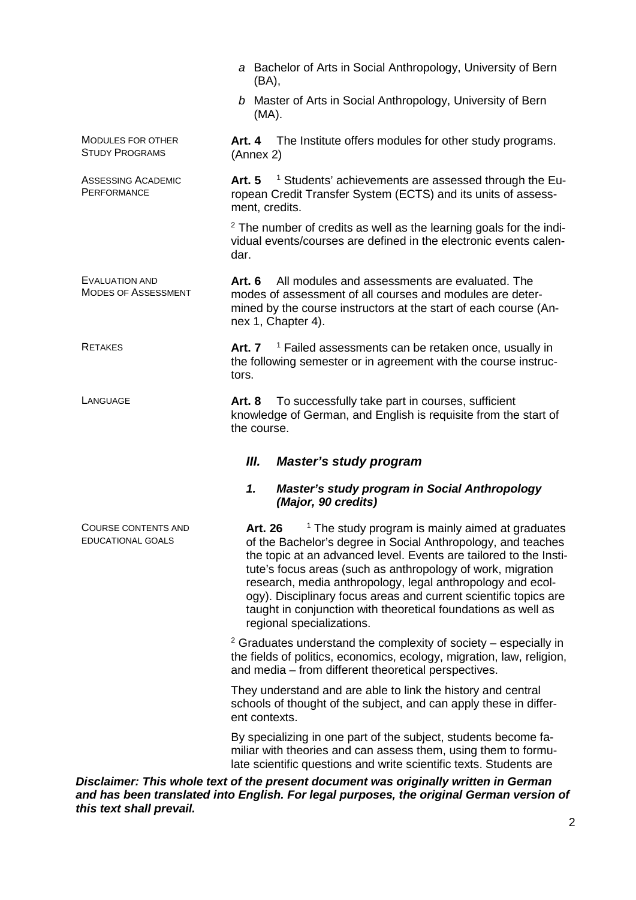*a* Bachelor of Arts in Social Anthropology, University of Bern (BA),

*b* Master of Arts in Social Anthropology, University of Bern (MA).

MODULES FOR OTHER STUDY PROGRAMS

**Art. 4** The Institute offers modules for other study programs. (Annex 2)

ASSESSING ACADEMIC PERFORMANCE

**Art. 5** [1] Students' achievements are assessed through the European Credit Transfer System (ECTS) and its units of assessment, credits.

[2] The number of credits as well as the learning goals for the individual events/courses are defined in the electronic events calendar.

EVALUATION AND MODES OF ASSESSMENT

**Art. 6** All modules and assessments are evaluated. The modes of assessment of all courses and modules are determined by the course instructors at the start of each course (Annex 1, Chapter 4).

RETAKES

**Art. 7** [1] Failed assessments can be retaken once, usually in the following semester or in agreement with the course instructors.

LANGUAGE

**Art. 8** To successfully take part in courses, sufficient knowledge of German, and English is requisite from the start of the course.

## *III. Master's study program*

### *1. Master's study program in Social Anthropology (Major, 90 credits)*

COURSE CONTENTS AND EDUCATIONAL GOALS

**Art. 26** [1] The study program is mainly aimed at graduates of the Bachelor's degree in Social Anthropology, and teaches the topic at an advanced level. Events are tailored to the Institute's focus areas (such as anthropology of work, migration research, media anthropology, legal anthropology and ecology). Disciplinary focus areas and current scientific topics are taught in conjunction with theoretical foundations as well as regional specializations.

[2] Graduates understand the complexity of society – especially in the fields of politics, economics, ecology, migration, law, religion, and media – from different theoretical perspectives.

They understand and are able to link the history and central schools of thought of the subject, and can apply these in different contexts.

By specializing in one part of the subject, students become familiar with theories and can assess them, using them to formulate scientific questions and write scientific texts. Students are

***Disclaimer: This whole text of the present document was originally written in German and has been translated into English. For legal purposes, the original German version of this text shall prevail.***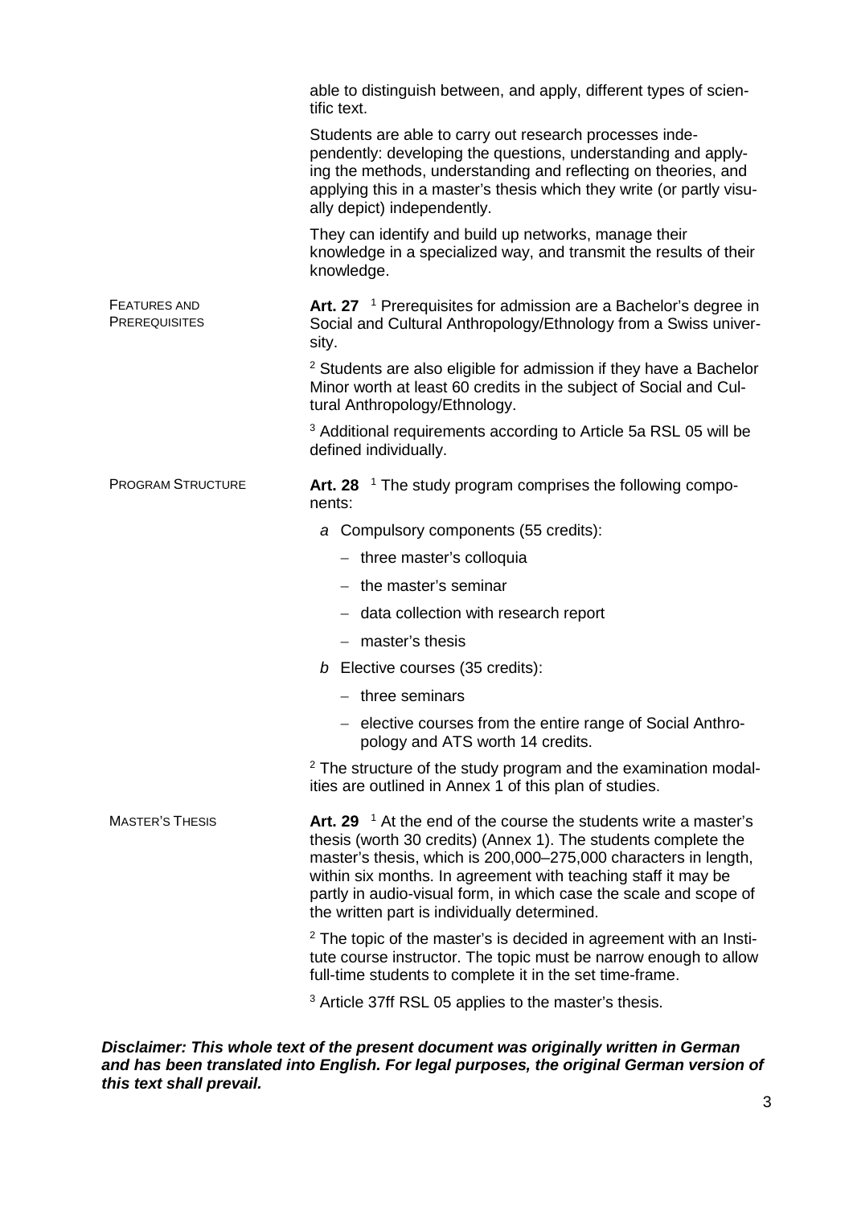able to distinguish between, and apply, different types of scientific text.

Students are able to carry out research processes independently: developing the questions, understanding and applying the methods, understanding and reflecting on theories, and applying this in a master's thesis which they write (or partly visually depict) independently.

They can identify and build up networks, manage their knowledge in a specialized way, and transmit the results of their knowledge.

**FEATURES AND PREREQUISITES**

**Art. 27** [1] Prerequisites for admission are a Bachelor's degree in Social and Cultural Anthropology/Ethnology from a Swiss university.

[2] Students are also eligible for admission if they have a Bachelor Minor worth at least 60 credits in the subject of Social and Cultural Anthropology/Ethnology.

[3] Additional requirements according to Article 5a RSL 05 will be defined individually.

**PROGRAM STRUCTURE**

**Art. 28** [1] The study program comprises the following components:

*a* Compulsory components (55 credits):

- three master's colloquia
- the master's seminar
- data collection with research report
- master's thesis

*b* Elective courses (35 credits):

- three seminars
- elective courses from the entire range of Social Anthropology and ATS worth 14 credits.

[2] The structure of the study program and the examination modalities are outlined in Annex 1 of this plan of studies.

**MASTER'S THESIS**

**Art. 29** [1] At the end of the course the students write a master's thesis (worth 30 credits) (Annex 1). The students complete the master's thesis, which is 200,000–275,000 characters in length, within six months. In agreement with teaching staff it may be partly in audio-visual form, in which case the scale and scope of the written part is individually determined.

[2] The topic of the master's is decided in agreement with an Institute course instructor. The topic must be narrow enough to allow full-time students to complete it in the set time-frame.

[3] Article 37ff RSL 05 applies to the master's thesis.

***Disclaimer: This whole text of the present document was originally written in German and has been translated into English. For legal purposes, the original German version of this text shall prevail.***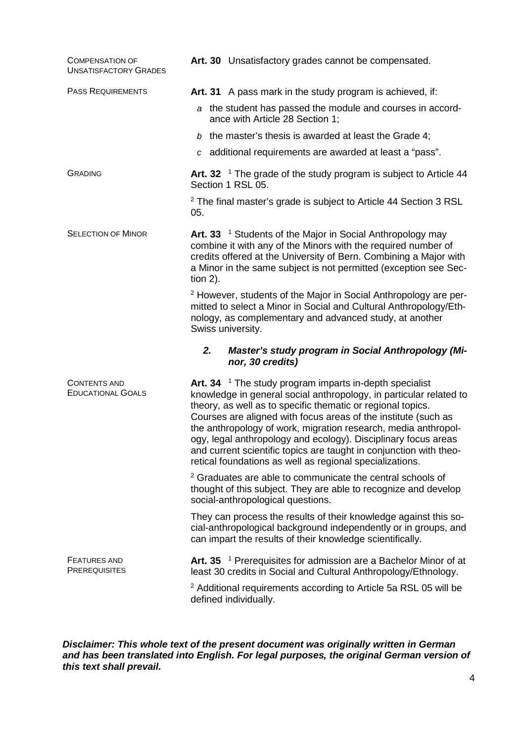COMPENSATION OF UNSATISFACTORY GRADES

**Art. 30** Unsatisfactory grades cannot be compensated.

PASS REQUIREMENTS

**Art. 31** A pass mark in the study program is achieved, if:

*a* the student has passed the module and courses in accordance with Article 28 Section 1;

*b* the master's thesis is awarded at least the Grade 4;

*c* additional requirements are awarded at least a "pass".

GRADING

**Art. 32** [1] The grade of the study program is subject to Article 44 Section 1 RSL 05.

[2] The final master's grade is subject to Article 44 Section 3 RSL 05.

SELECTION OF MINOR

**Art. 33** [1] Students of the Major in Social Anthropology may combine it with any of the Minors with the required number of credits offered at the University of Bern. Combining a Major with a Minor in the same subject is not permitted (exception see Section 2).

[2] However, students of the Major in Social Anthropology are permitted to select a Minor in Social and Cultural Anthropology/Ethnology, as complementary and advanced study, at another Swiss university.

### *2. Master's study program in Social Anthropology (Minor, 30 credits)*

CONTENTS AND EDUCATIONAL GOALS

**Art. 34** [1] The study program imparts in-depth specialist knowledge in general social anthropology, in particular related to theory, as well as to specific thematic or regional topics. Courses are aligned with focus areas of the institute (such as the anthropology of work, migration research, media anthropology, legal anthropology and ecology). Disciplinary focus areas and current scientific topics are taught in conjunction with theoretical foundations as well as regional specializations.

[2] Graduates are able to communicate the central schools of thought of this subject. They are able to recognize and develop social-anthropological questions.

They can process the results of their knowledge against this social-anthropological background independently or in groups, and can impart the results of their knowledge scientifically.

FEATURES AND PREREQUISITES

**Art. 35** [1] Prerequisites for admission are a Bachelor Minor of at least 30 credits in Social and Cultural Anthropology/Ethnology.

[2] Additional requirements according to Article 5a RSL 05 will be defined individually.

***Disclaimer: This whole text of the present document was originally written in German and has been translated into English. For legal purposes, the original German version of this text shall prevail.***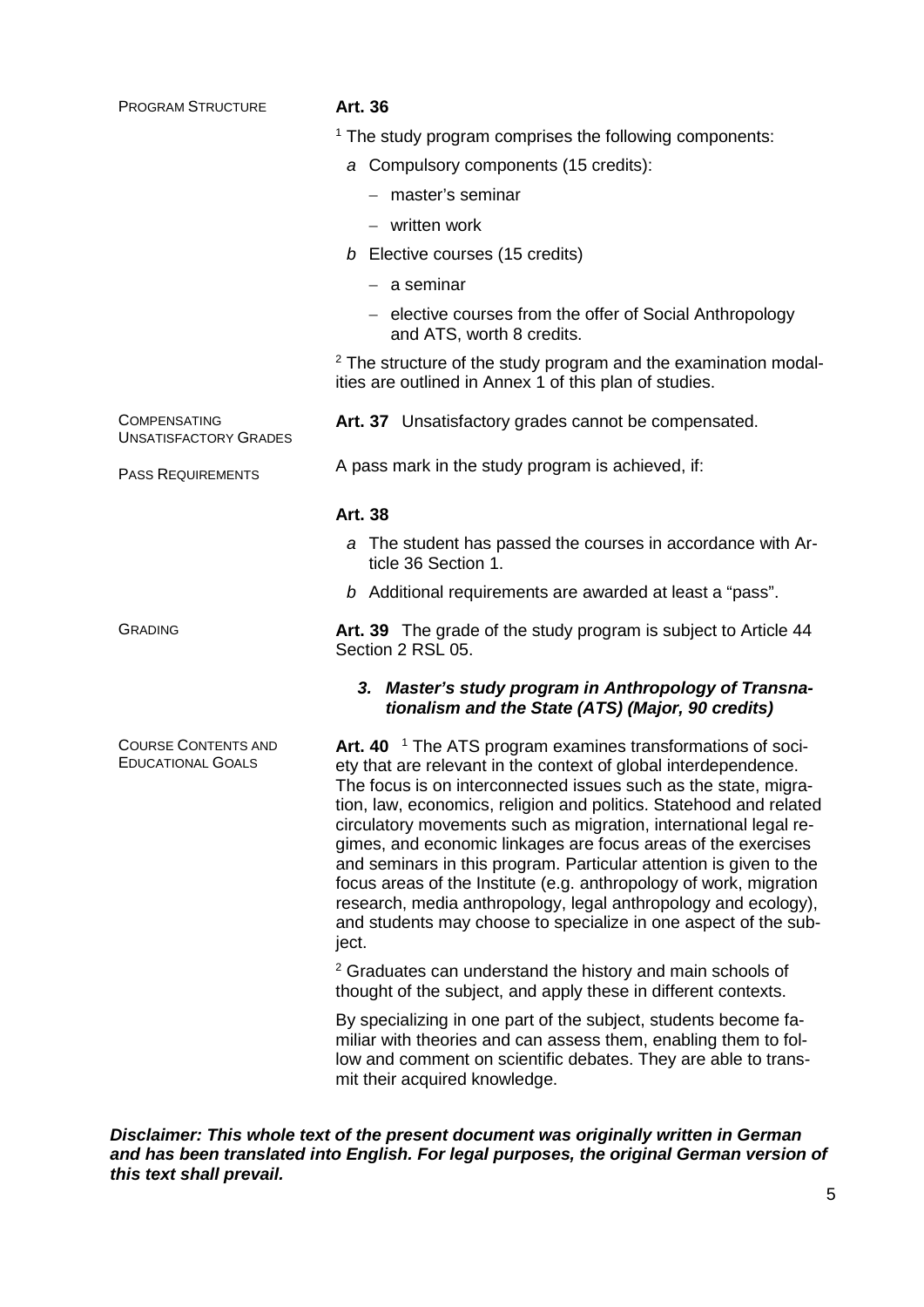PROGRAM STRUCTURE

**Art. 36**

[1] The study program comprises the following components:

*a* Compulsory components (15 credits):

- master's seminar
- written work

*b* Elective courses (15 credits)

- a seminar
- elective courses from the offer of Social Anthropology and ATS, worth 8 credits.

[2] The structure of the study program and the examination modalities are outlined in Annex 1 of this plan of studies.

COMPENSATING UNSATISFACTORY GRADES

**Art. 37** Unsatisfactory grades cannot be compensated.

PASS REQUIREMENTS

A pass mark in the study program is achieved, if:

**Art. 38**

*a* The student has passed the courses in accordance with Article 36 Section 1.

*b* Additional requirements are awarded at least a "pass".

GRADING

**Art. 39** The grade of the study program is subject to Article 44 Section 2 RSL 05.

### *3. Master's study program in Anthropology of Transnationalism and the State (ATS) (Major, 90 credits)*

COURSE CONTENTS AND EDUCATIONAL GOALS

**Art. 40** [1] The ATS program examines transformations of society that are relevant in the context of global interdependence. The focus is on interconnected issues such as the state, migration, law, economics, religion and politics. Statehood and related circulatory movements such as migration, international legal regimes, and economic linkages are focus areas of the exercises and seminars in this program. Particular attention is given to the focus areas of the Institute (e.g. anthropology of work, migration research, media anthropology, legal anthropology and ecology), and students may choose to specialize in one aspect of the subject.

[2] Graduates can understand the history and main schools of thought of the subject, and apply these in different contexts.

By specializing in one part of the subject, students become familiar with theories and can assess them, enabling them to follow and comment on scientific debates. They are able to transmit their acquired knowledge.

***Disclaimer: This whole text of the present document was originally written in German and has been translated into English. For legal purposes, the original German version of this text shall prevail.***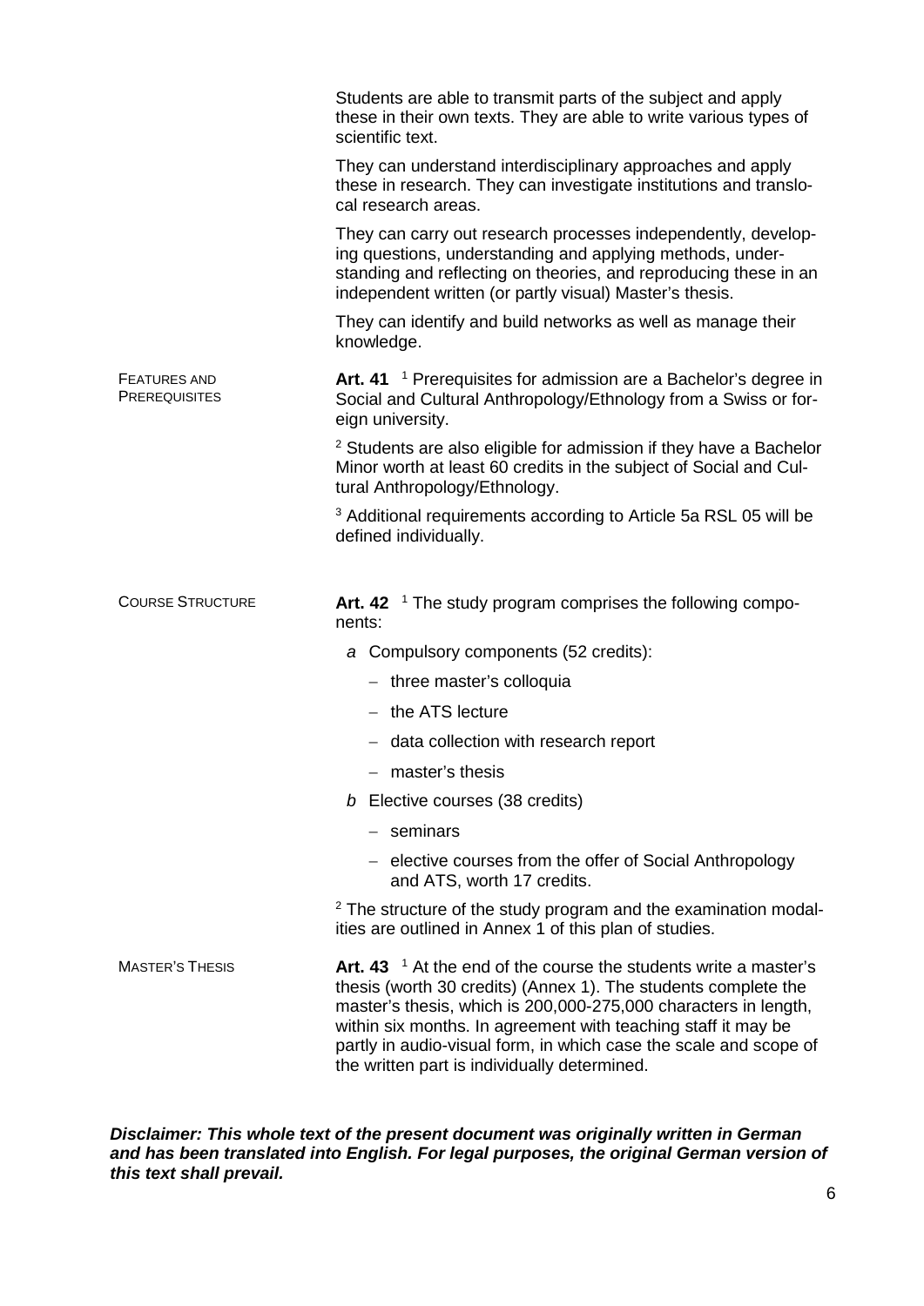Students are able to transmit parts of the subject and apply these in their own texts. They are able to write various types of scientific text.

They can understand interdisciplinary approaches and apply these in research. They can investigate institutions and translocal research areas.

They can carry out research processes independently, developing questions, understanding and applying methods, understanding and reflecting on theories, and reproducing these in an independent written (or partly visual) Master's thesis.

They can identify and build networks as well as manage their knowledge.

FEATURES AND PREREQUISITES

**Art. 41** [1] Prerequisites for admission are a Bachelor's degree in Social and Cultural Anthropology/Ethnology from a Swiss or foreign university.

[2] Students are also eligible for admission if they have a Bachelor Minor worth at least 60 credits in the subject of Social and Cultural Anthropology/Ethnology.

[3] Additional requirements according to Article 5a RSL 05 will be defined individually.

COURSE STRUCTURE

**Art. 42** [1] The study program comprises the following components:

*a* Compulsory components (52 credits):

- three master's colloquia
- the ATS lecture
- data collection with research report
- master's thesis

*b* Elective courses (38 credits)

- seminars
- elective courses from the offer of Social Anthropology and ATS, worth 17 credits.

[2] The structure of the study program and the examination modalities are outlined in Annex 1 of this plan of studies.

MASTER'S THESIS

**Art. 43** [1] At the end of the course the students write a master's thesis (worth 30 credits) (Annex 1). The students complete the master's thesis, which is 200,000-275,000 characters in length, within six months. In agreement with teaching staff it may be partly in audio-visual form, in which case the scale and scope of the written part is individually determined.

***Disclaimer: This whole text of the present document was originally written in German and has been translated into English. For legal purposes, the original German version of this text shall prevail.***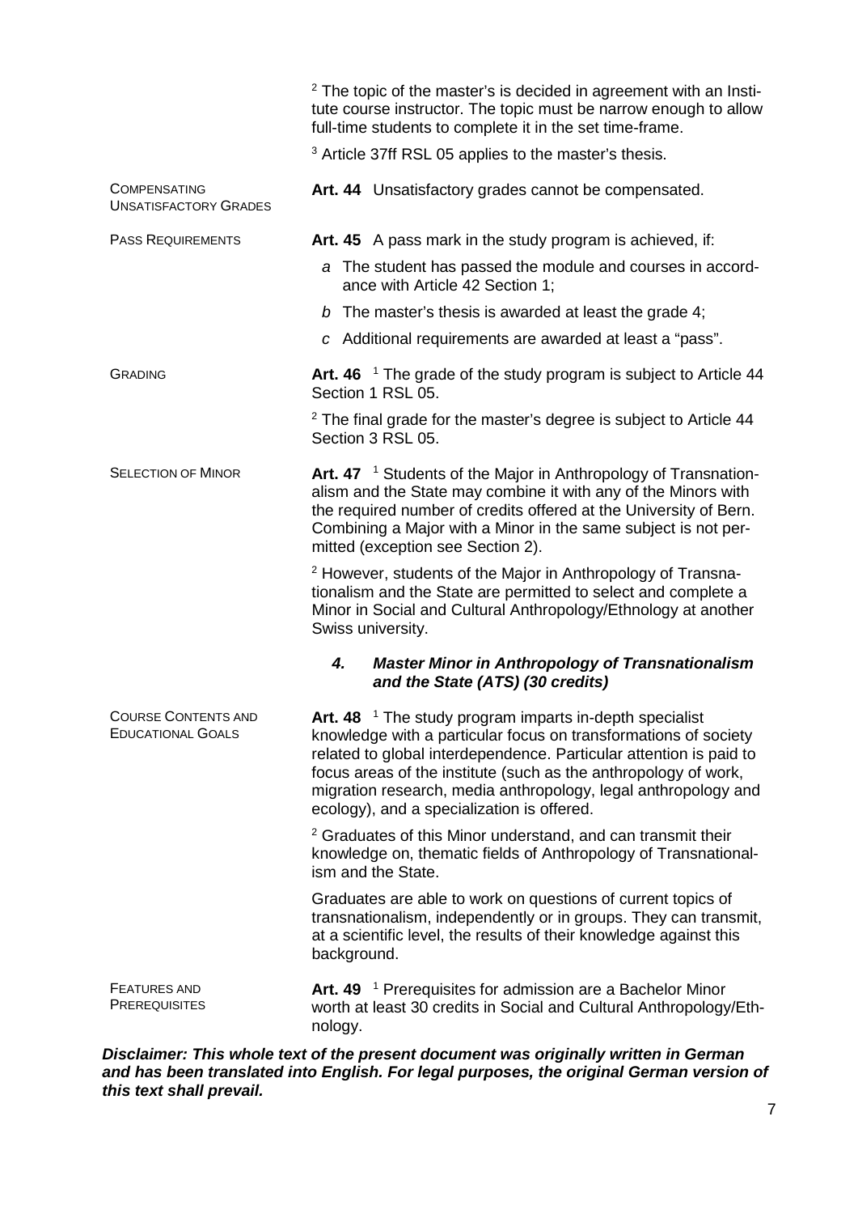[2] The topic of the master's is decided in agreement with an Institute course instructor. The topic must be narrow enough to allow full-time students to complete it in the set time-frame.

[3] Article 37ff RSL 05 applies to the master's thesis.

COMPENSATING UNSATISFACTORY GRADES

**Art. 44** Unsatisfactory grades cannot be compensated.

PASS REQUIREMENTS

**Art. 45** A pass mark in the study program is achieved, if:

*a* The student has passed the module and courses in accordance with Article 42 Section 1;

*b* The master's thesis is awarded at least the grade 4;

*c* Additional requirements are awarded at least a "pass".

GRADING

**Art. 46** [1] The grade of the study program is subject to Article 44 Section 1 RSL 05.

[2] The final grade for the master's degree is subject to Article 44 Section 3 RSL 05.

SELECTION OF MINOR

**Art. 47** [1] Students of the Major in Anthropology of Transnationalism and the State may combine it with any of the Minors with the required number of credits offered at the University of Bern. Combining a Major with a Minor in the same subject is not permitted (exception see Section 2).

[2] However, students of the Major in Anthropology of Transnationalism and the State are permitted to select and complete a Minor in Social and Cultural Anthropology/Ethnology at another Swiss university.

### *4. Master Minor in Anthropology of Transnationalism and the State (ATS) (30 credits)*

COURSE CONTENTS AND EDUCATIONAL GOALS

**Art. 48** [1] The study program imparts in-depth specialist knowledge with a particular focus on transformations of society related to global interdependence. Particular attention is paid to focus areas of the institute (such as the anthropology of work, migration research, media anthropology, legal anthropology and ecology), and a specialization is offered.

[2] Graduates of this Minor understand, and can transmit their knowledge on, thematic fields of Anthropology of Transnationalism and the State.

Graduates are able to work on questions of current topics of transnationalism, independently or in groups. They can transmit, at a scientific level, the results of their knowledge against this background.

FEATURES AND PREREQUISITES

**Art. 49** [1] Prerequisites for admission are a Bachelor Minor worth at least 30 credits in Social and Cultural Anthropology/Ethnology.

***Disclaimer: This whole text of the present document was originally written in German and has been translated into English. For legal purposes, the original German version of this text shall prevail.***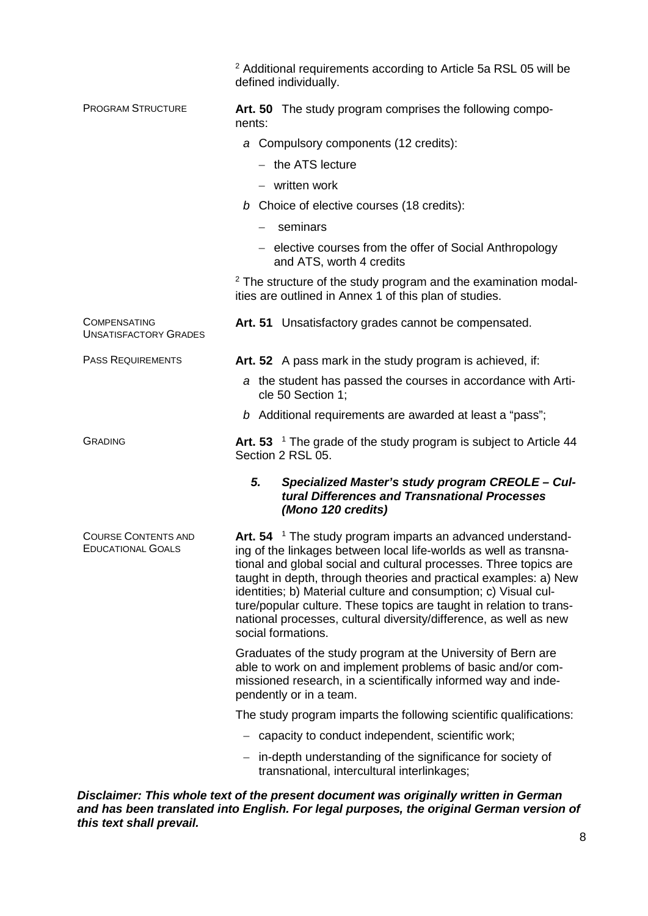[2] Additional requirements according to Article 5a RSL 05 will be defined individually.

PROGRAM STRUCTURE

**Art. 50** The study program comprises the following components:

*a* Compulsory components (12 credits):

- the ATS lecture
- written work

*b* Choice of elective courses (18 credits):

- seminars
- elective courses from the offer of Social Anthropology and ATS, worth 4 credits

[2] The structure of the study program and the examination modalities are outlined in Annex 1 of this plan of studies.

COMPENSATING UNSATISFACTORY GRADES

**Art. 51** Unsatisfactory grades cannot be compensated.

PASS REQUIREMENTS

**Art. 52** A pass mark in the study program is achieved, if:

*a* the student has passed the courses in accordance with Article 50 Section 1;

*b* Additional requirements are awarded at least a "pass";

GRADING

**Art. 53** [1] The grade of the study program is subject to Article 44 Section 2 RSL 05.

### *5. Specialized Master's study program CREOLE – Cultural Differences and Transnational Processes (Mono 120 credits)*

COURSE CONTENTS AND EDUCATIONAL GOALS

**Art. 54** [1] The study program imparts an advanced understanding of the linkages between local life-worlds as well as transnational and global social and cultural processes. Three topics are taught in depth, through theories and practical examples: a) New identities; b) Material culture and consumption; c) Visual culture/popular culture. These topics are taught in relation to transnational processes, cultural diversity/difference, as well as new social formations.

Graduates of the study program at the University of Bern are able to work on and implement problems of basic and/or commissioned research, in a scientifically informed way and independently or in a team.

The study program imparts the following scientific qualifications:

- capacity to conduct independent, scientific work;
- in-depth understanding of the significance for society of transnational, intercultural interlinkages;

***Disclaimer: This whole text of the present document was originally written in German and has been translated into English. For legal purposes, the original German version of this text shall prevail.***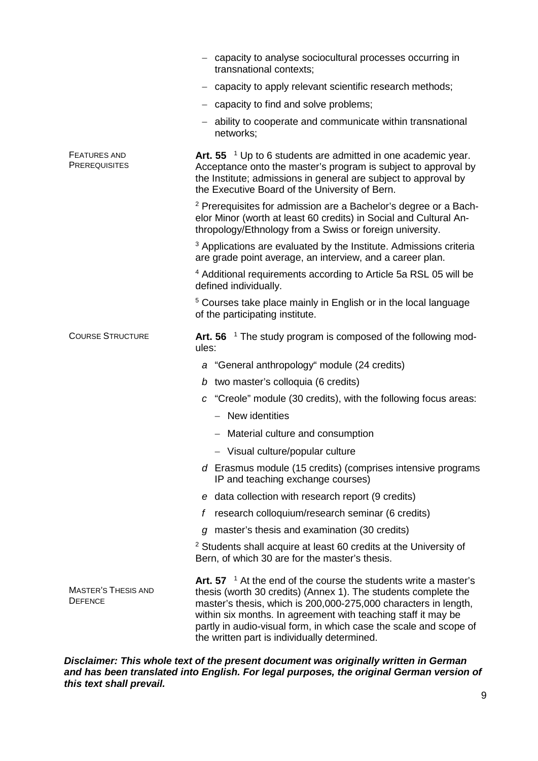- capacity to analyse sociocultural processes occurring in transnational contexts;
- capacity to apply relevant scientific research methods;
- capacity to find and solve problems;
- ability to cooperate and communicate within transnational networks;

FEATURES AND PREREQUISITES

**Art. 55** [1] Up to 6 students are admitted in one academic year. Acceptance onto the master's program is subject to approval by the Institute; admissions in general are subject to approval by the Executive Board of the University of Bern.

[2] Prerequisites for admission are a Bachelor's degree or a Bachelor Minor (worth at least 60 credits) in Social and Cultural Anthropology/Ethnology from a Swiss or foreign university.

[3] Applications are evaluated by the Institute. Admissions criteria are grade point average, an interview, and a career plan.

[4] Additional requirements according to Article 5a RSL 05 will be defined individually.

[5] Courses take place mainly in English or in the local language of the participating institute.

COURSE STRUCTURE

**Art. 56** [1] The study program is composed of the following modules:

*a* "General anthropology" module (24 credits)

*b* two master's colloquia (6 credits)

*c* "Creole" module (30 credits), with the following focus areas:

- New identities
- Material culture and consumption
- Visual culture/popular culture

*d* Erasmus module (15 credits) (comprises intensive programs IP and teaching exchange courses)

*e* data collection with research report (9 credits)

*f* research colloquium/research seminar (6 credits)

*g* master's thesis and examination (30 credits)

[2] Students shall acquire at least 60 credits at the University of Bern, of which 30 are for the master's thesis.

MASTER'S THESIS AND DEFENCE

**Art. 57** [1] At the end of the course the students write a master's thesis (worth 30 credits) (Annex 1). The students complete the master's thesis, which is 200,000-275,000 characters in length, within six months. In agreement with teaching staff it may be partly in audio-visual form, in which case the scale and scope of the written part is individually determined.

***Disclaimer: This whole text of the present document was originally written in German and has been translated into English. For legal purposes, the original German version of this text shall prevail.***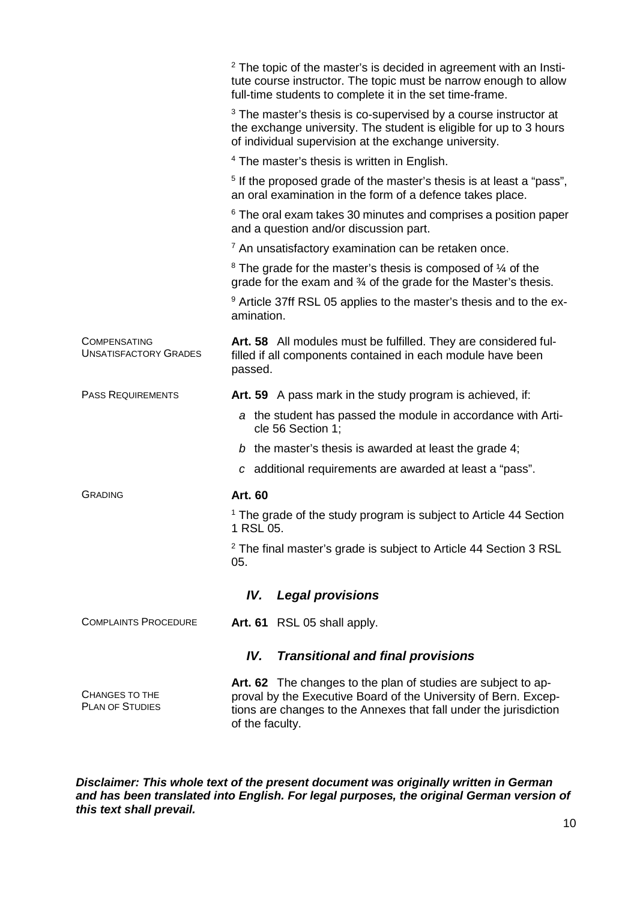[2] The topic of the master's is decided in agreement with an Institute course instructor. The topic must be narrow enough to allow full-time students to complete it in the set time-frame.

[3] The master's thesis is co-supervised by a course instructor at the exchange university. The student is eligible for up to 3 hours of individual supervision at the exchange university.

[4] The master's thesis is written in English.

[5] If the proposed grade of the master's thesis is at least a "pass", an oral examination in the form of a defence takes place.

[6] The oral exam takes 30 minutes and comprises a position paper and a question and/or discussion part.

[7] An unsatisfactory examination can be retaken once.

[8] The grade for the master's thesis is composed of ¼ of the grade for the exam and ¾ of the grade for the Master's thesis.

[9] Article 37ff RSL 05 applies to the master's thesis and to the examination.

COMPENSATING UNSATISFACTORY GRADES

**Art. 58** All modules must be fulfilled. They are considered fulfilled if all components contained in each module have been passed.

PASS REQUIREMENTS

**Art. 59** A pass mark in the study program is achieved, if:

*a* the student has passed the module in accordance with Article 56 Section 1;

*b* the master's thesis is awarded at least the grade 4;

*c* additional requirements are awarded at least a "pass".

GRADING

**Art. 60**

[1] The grade of the study program is subject to Article 44 Section 1 RSL 05.

[2] The final master's grade is subject to Article 44 Section 3 RSL 05.

## *IV. Legal provisions*

COMPLAINTS PROCEDURE

**Art. 61** RSL 05 shall apply.

## *IV. Transitional and final provisions*

CHANGES TO THE PLAN OF STUDIES

**Art. 62** The changes to the plan of studies are subject to approval by the Executive Board of the University of Bern. Exceptions are changes to the Annexes that fall under the jurisdiction of the faculty.

***Disclaimer: This whole text of the present document was originally written in German and has been translated into English. For legal purposes, the original German version of this text shall prevail.***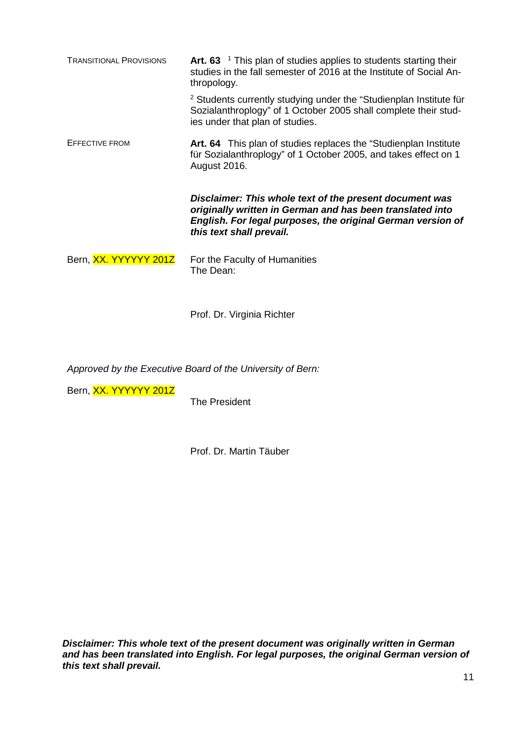TRANSITIONAL PROVISIONS

**Art. 63** [1] This plan of studies applies to students starting their studies in the fall semester of 2016 at the Institute of Social Anthropology.

[2] Students currently studying under the "Studienplan Institute für Sozialanthroplogy" of 1 October 2005 shall complete their studies under that plan of studies.

EFFECTIVE FROM

**Art. 64** This plan of studies replaces the "Studienplan Institute für Sozialanthroplogy" of 1 October 2005, and takes effect on 1 August 2016.

***Disclaimer: This whole text of the present document was originally written in German and has been translated into English. For legal purposes, the original German version of this text shall prevail.***

Bern, XX. YYYYYY 201Z

For the Faculty of Humanities
The Dean:

Prof. Dr. Virginia Richter

*Approved by the Executive Board of the University of Bern:*

Bern, XX. YYYYYY 201Z

The President

Prof. Dr. Martin Täuber

***Disclaimer: This whole text of the present document was originally written in German and has been translated into English. For legal purposes, the original German version of this text shall prevail.***